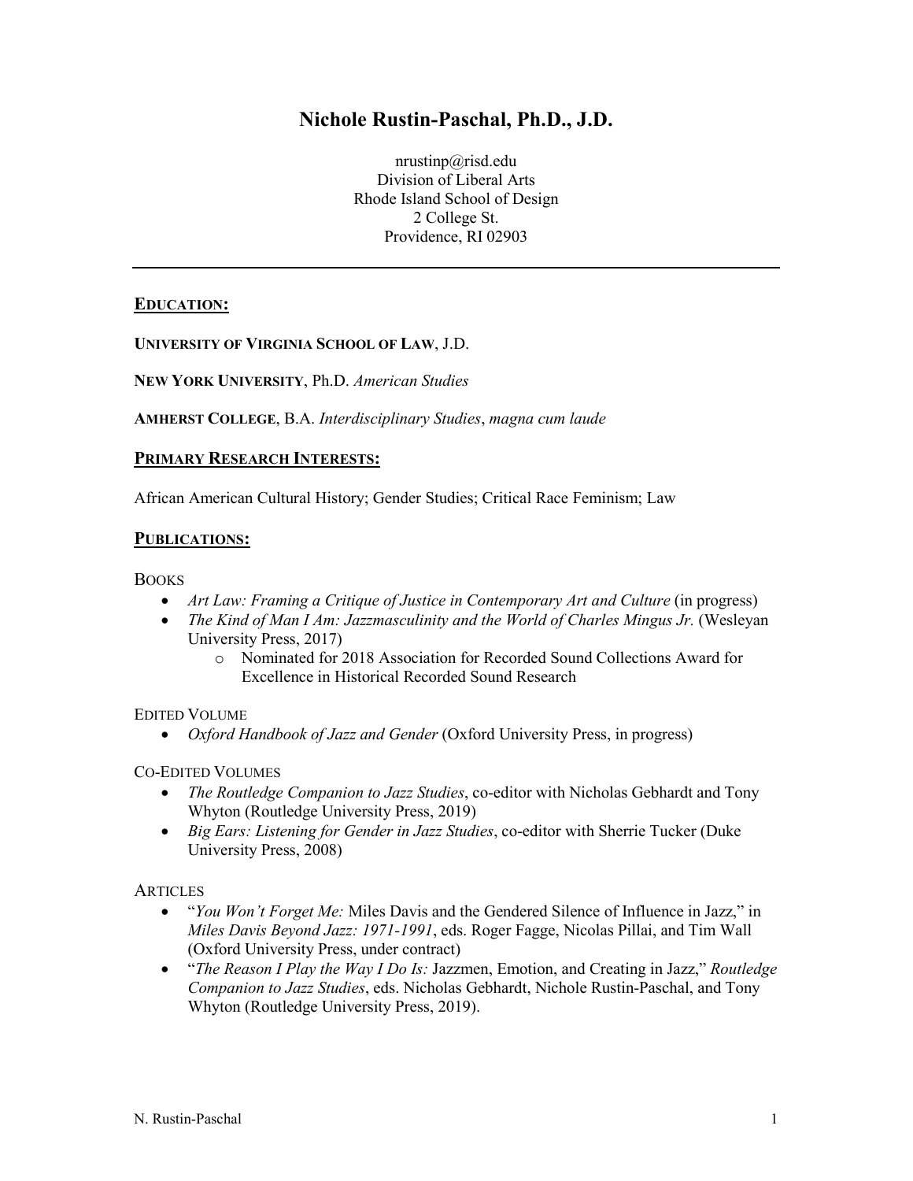# Nichole Rustin-Paschal, Ph.D., J.D.

nrustinp@risd.edu
Division of Liberal Arts
Rhode Island School of Design
2 College St.
Providence, RI 02903

---

## EDUCATION:

**UNIVERSITY OF VIRGINIA SCHOOL OF LAW**, J.D.

**NEW YORK UNIVERSITY**, Ph.D. *American Studies*

**AMHERST COLLEGE**, B.A. *Interdisciplinary Studies*, *magna cum laude*

## PRIMARY RESEARCH INTERESTS:

African American Cultural History; Gender Studies; Critical Race Feminism; Law

## PUBLICATIONS:

BOOKS

- *Art Law: Framing a Critique of Justice in Contemporary Art and Culture* (in progress)
- *The Kind of Man I Am: Jazzmasculinity and the World of Charles Mingus Jr.* (Wesleyan University Press, 2017)
    - Nominated for 2018 Association for Recorded Sound Collections Award for Excellence in Historical Recorded Sound Research

EDITED VOLUME

- *Oxford Handbook of Jazz and Gender* (Oxford University Press, in progress)

CO-EDITED VOLUMES

- *The Routledge Companion to Jazz Studies*, co-editor with Nicholas Gebhardt and Tony Whyton (Routledge University Press, 2019)
- *Big Ears: Listening for Gender in Jazz Studies*, co-editor with Sherrie Tucker (Duke University Press, 2008)

ARTICLES

- "*You Won't Forget Me:* Miles Davis and the Gendered Silence of Influence in Jazz," in *Miles Davis Beyond Jazz: 1971-1991*, eds. Roger Fagge, Nicolas Pillai, and Tim Wall (Oxford University Press, under contract)
- "*The Reason I Play the Way I Do Is:* Jazzmen, Emotion, and Creating in Jazz," *Routledge Companion to Jazz Studies*, eds. Nicholas Gebhardt, Nichole Rustin-Paschal, and Tony Whyton (Routledge University Press, 2019).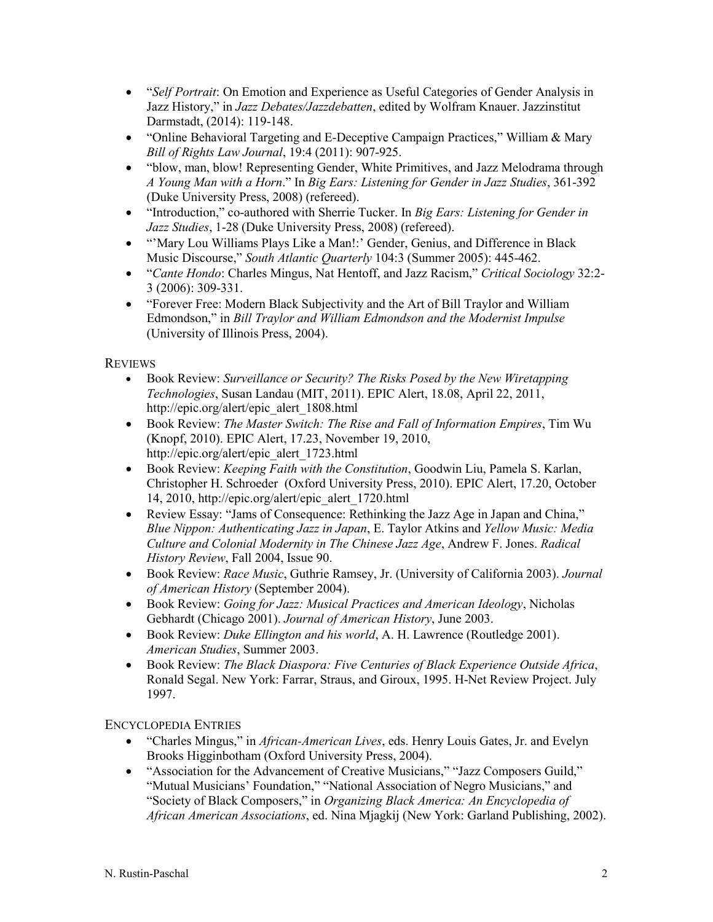- "*Self Portrait*: On Emotion and Experience as Useful Categories of Gender Analysis in Jazz History," in *Jazz Debates/Jazzdebatten*, edited by Wolfram Knauer. Jazzinstitut Darmstadt, (2014): 119-148.
- "Online Behavioral Targeting and E-Deceptive Campaign Practices," William & Mary *Bill of Rights Law Journal*, 19:4 (2011): 907-925.
- "blow, man, blow! Representing Gender, White Primitives, and Jazz Melodrama through *A Young Man with a Horn*." In *Big Ears: Listening for Gender in Jazz Studies*, 361-392 (Duke University Press, 2008) (refereed).
- "Introduction," co-authored with Sherrie Tucker. In *Big Ears: Listening for Gender in Jazz Studies*, 1-28 (Duke University Press, 2008) (refereed).
- "'Mary Lou Williams Plays Like a Man!:' Gender, Genius, and Difference in Black Music Discourse," *South Atlantic Quarterly* 104:3 (Summer 2005): 445-462.
- "*Cante Hondo*: Charles Mingus, Nat Hentoff, and Jazz Racism," *Critical Sociology* 32:2-3 (2006): 309-331.
- "Forever Free: Modern Black Subjectivity and the Art of Bill Traylor and William Edmondson," in *Bill Traylor and William Edmondson and the Modernist Impulse* (University of Illinois Press, 2004).

REVIEWS

- Book Review: *Surveillance or Security? The Risks Posed by the New Wiretapping Technologies*, Susan Landau (MIT, 2011). EPIC Alert, 18.08, April 22, 2011, http://epic.org/alert/epic_alert_1808.html
- Book Review: *The Master Switch: The Rise and Fall of Information Empires*, Tim Wu (Knopf, 2010). EPIC Alert, 17.23, November 19, 2010, http://epic.org/alert/epic_alert_1723.html
- Book Review: *Keeping Faith with the Constitution*, Goodwin Liu, Pamela S. Karlan, Christopher H. Schroeder (Oxford University Press, 2010). EPIC Alert, 17.20, October 14, 2010, http://epic.org/alert/epic_alert_1720.html
- Review Essay: "Jams of Consequence: Rethinking the Jazz Age in Japan and China," *Blue Nippon: Authenticating Jazz in Japan*, E. Taylor Atkins and *Yellow Music: Media Culture and Colonial Modernity in The Chinese Jazz Age*, Andrew F. Jones. *Radical History Review*, Fall 2004, Issue 90.
- Book Review: *Race Music*, Guthrie Ramsey, Jr. (University of California 2003). *Journal of American History* (September 2004).
- Book Review: *Going for Jazz: Musical Practices and American Ideology*, Nicholas Gebhardt (Chicago 2001). *Journal of American History*, June 2003.
- Book Review: *Duke Ellington and his world*, A. H. Lawrence (Routledge 2001). *American Studies*, Summer 2003.
- Book Review: *The Black Diaspora: Five Centuries of Black Experience Outside Africa*, Ronald Segal. New York: Farrar, Straus, and Giroux, 1995. H-Net Review Project. July 1997.

ENCYCLOPEDIA ENTRIES

- "Charles Mingus," in *African-American Lives*, eds. Henry Louis Gates, Jr. and Evelyn Brooks Higginbotham (Oxford University Press, 2004).
- "Association for the Advancement of Creative Musicians," "Jazz Composers Guild," "Mutual Musicians' Foundation," "National Association of Negro Musicians," and "Society of Black Composers," in *Organizing Black America: An Encyclopedia of African American Associations*, ed. Nina Mjagkij (New York: Garland Publishing, 2002).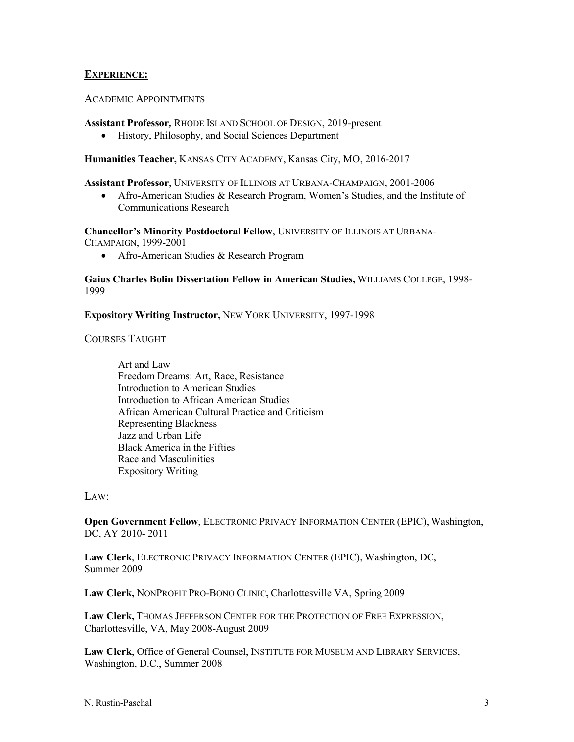## **EXPERIENCE:**

ACADEMIC APPOINTMENTS

**Assistant Professor,** RHODE ISLAND SCHOOL OF DESIGN, 2019-present

- History, Philosophy, and Social Sciences Department

**Humanities Teacher,** KANSAS CITY ACADEMY, Kansas City, MO, 2016-2017

**Assistant Professor,** UNIVERSITY OF ILLINOIS AT URBANA-CHAMPAIGN, 2001-2006

- Afro-American Studies & Research Program, Women's Studies, and the Institute of Communications Research

**Chancellor's Minority Postdoctoral Fellow**, UNIVERSITY OF ILLINOIS AT URBANA-CHAMPAIGN, 1999-2001

- Afro-American Studies & Research Program

**Gaius Charles Bolin Dissertation Fellow in American Studies,** WILLIAMS COLLEGE, 1998-1999

**Expository Writing Instructor,** NEW YORK UNIVERSITY, 1997-1998

COURSES TAUGHT

Art and Law
Freedom Dreams: Art, Race, Resistance
Introduction to American Studies
Introduction to African American Studies
African American Cultural Practice and Criticism
Representing Blackness
Jazz and Urban Life
Black America in the Fifties
Race and Masculinities
Expository Writing

LAW:

**Open Government Fellow**, ELECTRONIC PRIVACY INFORMATION CENTER (EPIC), Washington, DC, AY 2010- 2011

**Law Clerk**, ELECTRONIC PRIVACY INFORMATION CENTER (EPIC), Washington, DC, Summer 2009

**Law Clerk,** NONPROFIT PRO-BONO CLINIC**,** Charlottesville VA, Spring 2009

**Law Clerk,** THOMAS JEFFERSON CENTER FOR THE PROTECTION OF FREE EXPRESSION, Charlottesville, VA, May 2008-August 2009

**Law Clerk**, Office of General Counsel, INSTITUTE FOR MUSEUM AND LIBRARY SERVICES, Washington, D.C., Summer 2008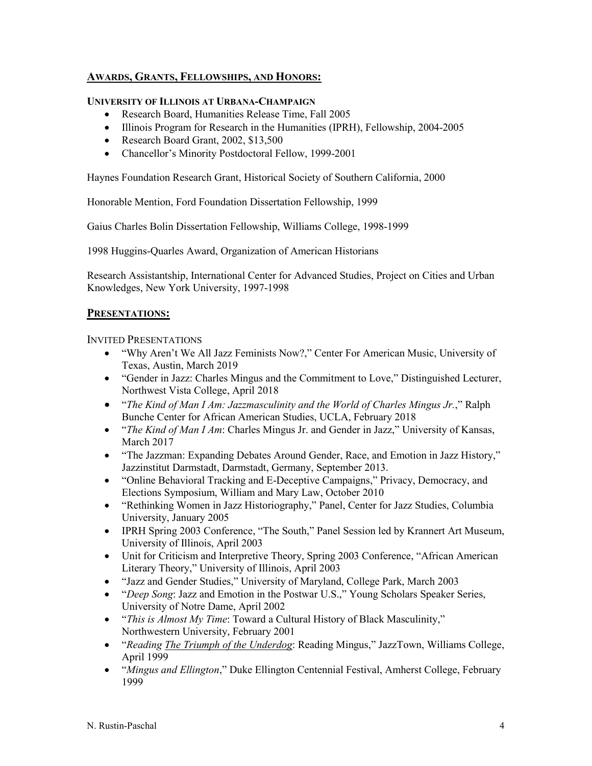## **Awards, Grants, Fellowships, and Honors:**

**University of Illinois at Urbana-Champaign**

- Research Board, Humanities Release Time, Fall 2005
- Illinois Program for Research in the Humanities (IPRH), Fellowship, 2004-2005
- Research Board Grant, 2002, $13,500
- Chancellor's Minority Postdoctoral Fellow, 1999-2001

Haynes Foundation Research Grant, Historical Society of Southern California, 2000

Honorable Mention, Ford Foundation Dissertation Fellowship, 1999

Gaius Charles Bolin Dissertation Fellowship, Williams College, 1998-1999

1998 Huggins-Quarles Award, Organization of American Historians

Research Assistantship, International Center for Advanced Studies, Project on Cities and Urban Knowledges, New York University, 1997-1998

## **Presentations:**

Invited Presentations

- "Why Aren't We All Jazz Feminists Now?," Center For American Music, University of Texas, Austin, March 2019
- "Gender in Jazz: Charles Mingus and the Commitment to Love," Distinguished Lecturer, Northwest Vista College, April 2018
- "*The Kind of Man I Am: Jazzmasculinity and the World of Charles Mingus Jr.*," Ralph Bunche Center for African American Studies, UCLA, February 2018
- "*The Kind of Man I Am*: Charles Mingus Jr. and Gender in Jazz," University of Kansas, March 2017
- "The Jazzman: Expanding Debates Around Gender, Race, and Emotion in Jazz History," Jazzinstitut Darmstadt, Darmstadt, Germany, September 2013.
- "Online Behavioral Tracking and E-Deceptive Campaigns," Privacy, Democracy, and Elections Symposium, William and Mary Law, October 2010
- "Rethinking Women in Jazz Historiography," Panel, Center for Jazz Studies, Columbia University, January 2005
- IPRH Spring 2003 Conference, "The South," Panel Session led by Krannert Art Museum, University of Illinois, April 2003
- Unit for Criticism and Interpretive Theory, Spring 2003 Conference, "African American Literary Theory," University of Illinois, April 2003
- "Jazz and Gender Studies," University of Maryland, College Park, March 2003
- "*Deep Song*: Jazz and Emotion in the Postwar U.S.," Young Scholars Speaker Series, University of Notre Dame, April 2002
- "*This is Almost My Time*: Toward a Cultural History of Black Masculinity," Northwestern University, February 2001
- "*Reading The Triumph of the Underdog*: Reading Mingus," JazzTown, Williams College, April 1999
- "*Mingus and Ellington*," Duke Ellington Centennial Festival, Amherst College, February 1999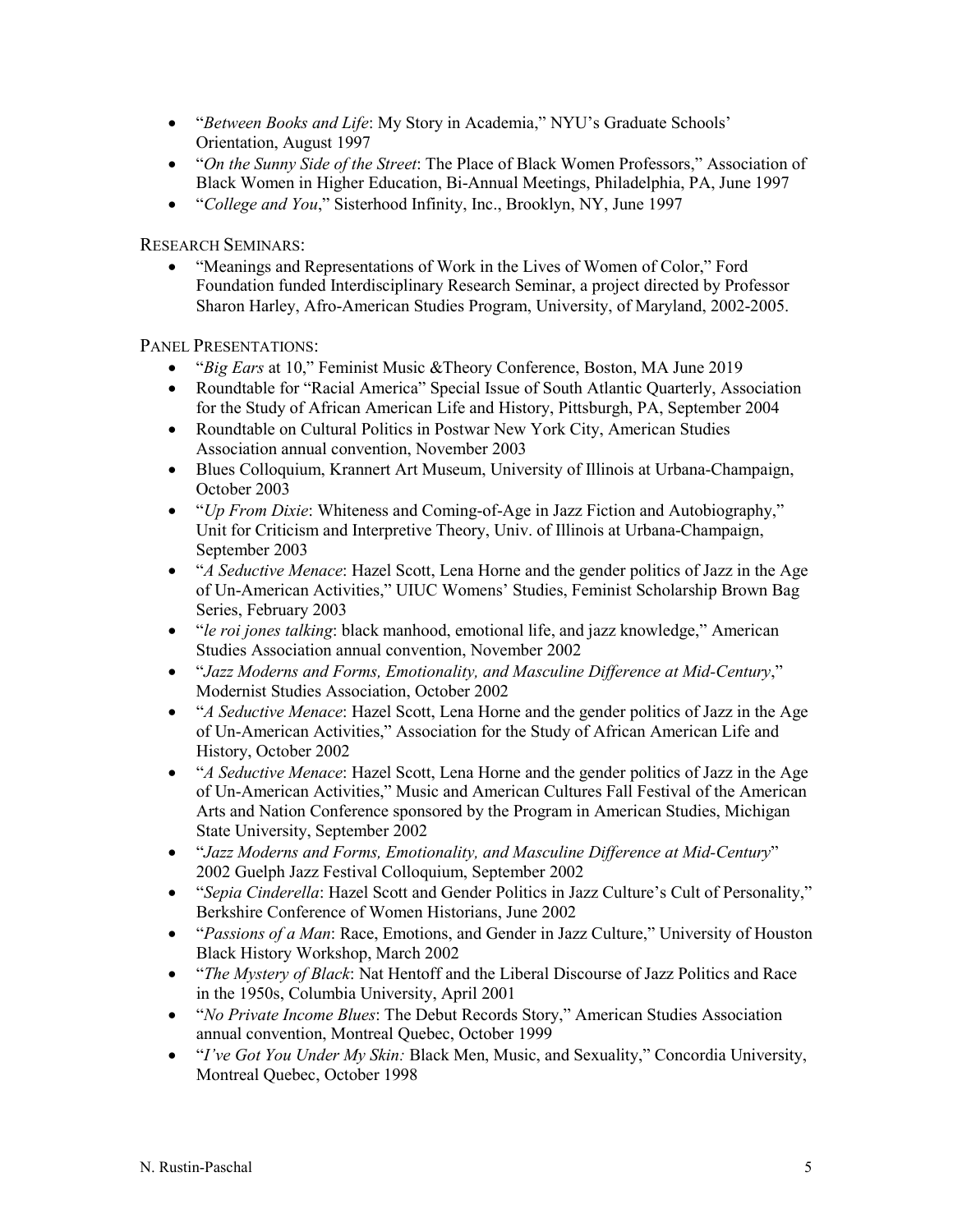- "*Between Books and Life*: My Story in Academia," NYU's Graduate Schools' Orientation, August 1997
- "*On the Sunny Side of the Street*: The Place of Black Women Professors," Association of Black Women in Higher Education, Bi-Annual Meetings, Philadelphia, PA, June 1997
- "*College and You*," Sisterhood Infinity, Inc., Brooklyn, NY, June 1997

RESEARCH SEMINARS:

- "Meanings and Representations of Work in the Lives of Women of Color," Ford Foundation funded Interdisciplinary Research Seminar, a project directed by Professor Sharon Harley, Afro-American Studies Program, University, of Maryland, 2002-2005.

PANEL PRESENTATIONS:

- "*Big Ears* at 10," Feminist Music &Theory Conference, Boston, MA June 2019
- Roundtable for "Racial America" Special Issue of South Atlantic Quarterly, Association for the Study of African American Life and History, Pittsburgh, PA, September 2004
- Roundtable on Cultural Politics in Postwar New York City, American Studies Association annual convention, November 2003
- Blues Colloquium, Krannert Art Museum, University of Illinois at Urbana-Champaign, October 2003
- "*Up From Dixie*: Whiteness and Coming-of-Age in Jazz Fiction and Autobiography," Unit for Criticism and Interpretive Theory, Univ. of Illinois at Urbana-Champaign, September 2003
- "*A Seductive Menace*: Hazel Scott, Lena Horne and the gender politics of Jazz in the Age of Un-American Activities," UIUC Womens' Studies, Feminist Scholarship Brown Bag Series, February 2003
- "*le roi jones talking*: black manhood, emotional life, and jazz knowledge," American Studies Association annual convention, November 2002
- "*Jazz Moderns and Forms, Emotionality, and Masculine Difference at Mid-Century*," Modernist Studies Association, October 2002
- "*A Seductive Menace*: Hazel Scott, Lena Horne and the gender politics of Jazz in the Age of Un-American Activities," Association for the Study of African American Life and History, October 2002
- "*A Seductive Menace*: Hazel Scott, Lena Horne and the gender politics of Jazz in the Age of Un-American Activities," Music and American Cultures Fall Festival of the American Arts and Nation Conference sponsored by the Program in American Studies, Michigan State University, September 2002
- "*Jazz Moderns and Forms, Emotionality, and Masculine Difference at Mid-Century*" 2002 Guelph Jazz Festival Colloquium, September 2002
- "*Sepia Cinderella*: Hazel Scott and Gender Politics in Jazz Culture's Cult of Personality," Berkshire Conference of Women Historians, June 2002
- "*Passions of a Man*: Race, Emotions, and Gender in Jazz Culture," University of Houston Black History Workshop, March 2002
- "*The Mystery of Black*: Nat Hentoff and the Liberal Discourse of Jazz Politics and Race in the 1950s, Columbia University, April 2001
- "*No Private Income Blues*: The Debut Records Story," American Studies Association annual convention, Montreal Quebec, October 1999
- "*I've Got You Under My Skin:* Black Men, Music, and Sexuality," Concordia University, Montreal Quebec, October 1998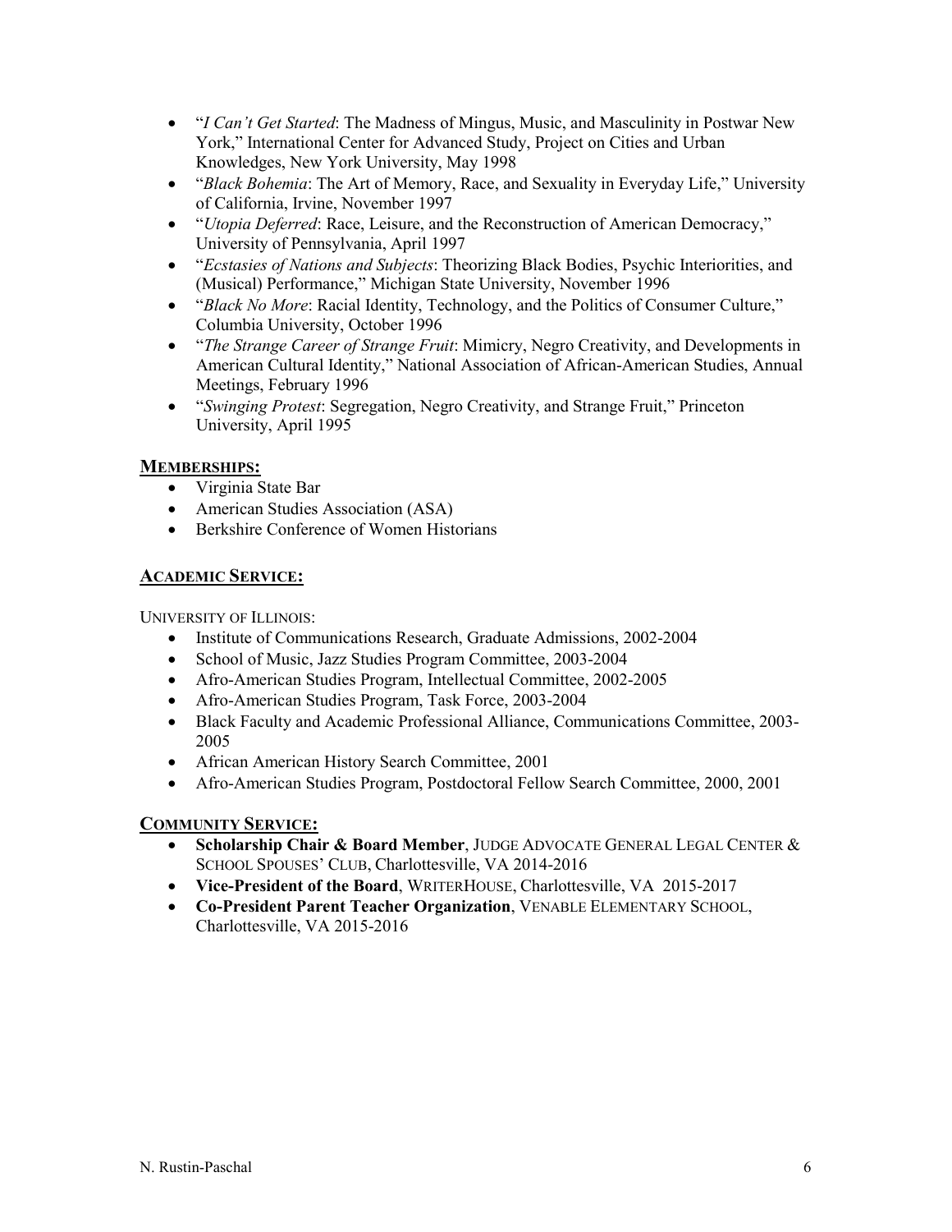- "*I Can't Get Started*: The Madness of Mingus, Music, and Masculinity in Postwar New York," International Center for Advanced Study, Project on Cities and Urban Knowledges, New York University, May 1998
- "*Black Bohemia*: The Art of Memory, Race, and Sexuality in Everyday Life," University of California, Irvine, November 1997
- "*Utopia Deferred*: Race, Leisure, and the Reconstruction of American Democracy," University of Pennsylvania, April 1997
- "*Ecstasies of Nations and Subjects*: Theorizing Black Bodies, Psychic Interiorities, and (Musical) Performance," Michigan State University, November 1996
- "*Black No More*: Racial Identity, Technology, and the Politics of Consumer Culture," Columbia University, October 1996
- "*The Strange Career of Strange Fruit*: Mimicry, Negro Creativity, and Developments in American Cultural Identity," National Association of African-American Studies, Annual Meetings, February 1996
- "*Swinging Protest*: Segregation, Negro Creativity, and Strange Fruit," Princeton University, April 1995

## MEMBERSHIPS:

- Virginia State Bar
- American Studies Association (ASA)
- Berkshire Conference of Women Historians

## ACADEMIC SERVICE:

UNIVERSITY OF ILLINOIS:

- Institute of Communications Research, Graduate Admissions, 2002-2004
- School of Music, Jazz Studies Program Committee, 2003-2004
- Afro-American Studies Program, Intellectual Committee, 2002-2005
- Afro-American Studies Program, Task Force, 2003-2004
- Black Faculty and Academic Professional Alliance, Communications Committee, 2003-2005
- African American History Search Committee, 2001
- Afro-American Studies Program, Postdoctoral Fellow Search Committee, 2000, 2001

## COMMUNITY SERVICE:

- **Scholarship Chair & Board Member**, JUDGE ADVOCATE GENERAL LEGAL CENTER & SCHOOL SPOUSES' CLUB, Charlottesville, VA 2014-2016
- **Vice-President of the Board**, WRITERHOUSE, Charlottesville, VA 2015-2017
- **Co-President Parent Teacher Organization**, VENABLE ELEMENTARY SCHOOL, Charlottesville, VA 2015-2016